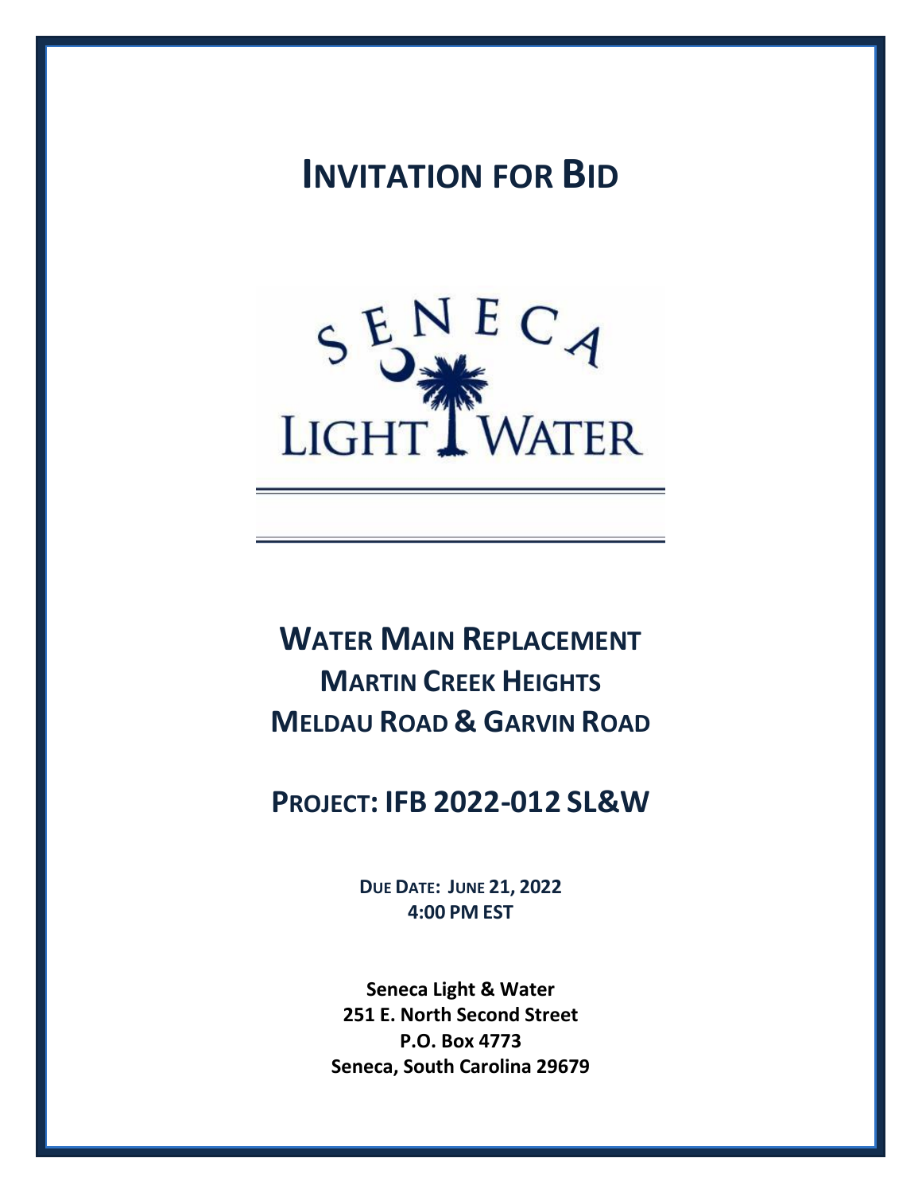# INVITATION FOR BID

SENECA LIGHT WATER

## WATER MAIN REPLACEMENT
## MARTIN CREEK HEIGHTS
## MELDAU ROAD & GARVIN ROAD

## PROJECT: IFB 2022-012 SL&W

**DUE DATE: JUNE 21, 2022**
**4:00 PM EST**

**Seneca Light & Water**
**251 E. North Second Street**
**P.O. Box 4773**
**Seneca, South Carolina 29679**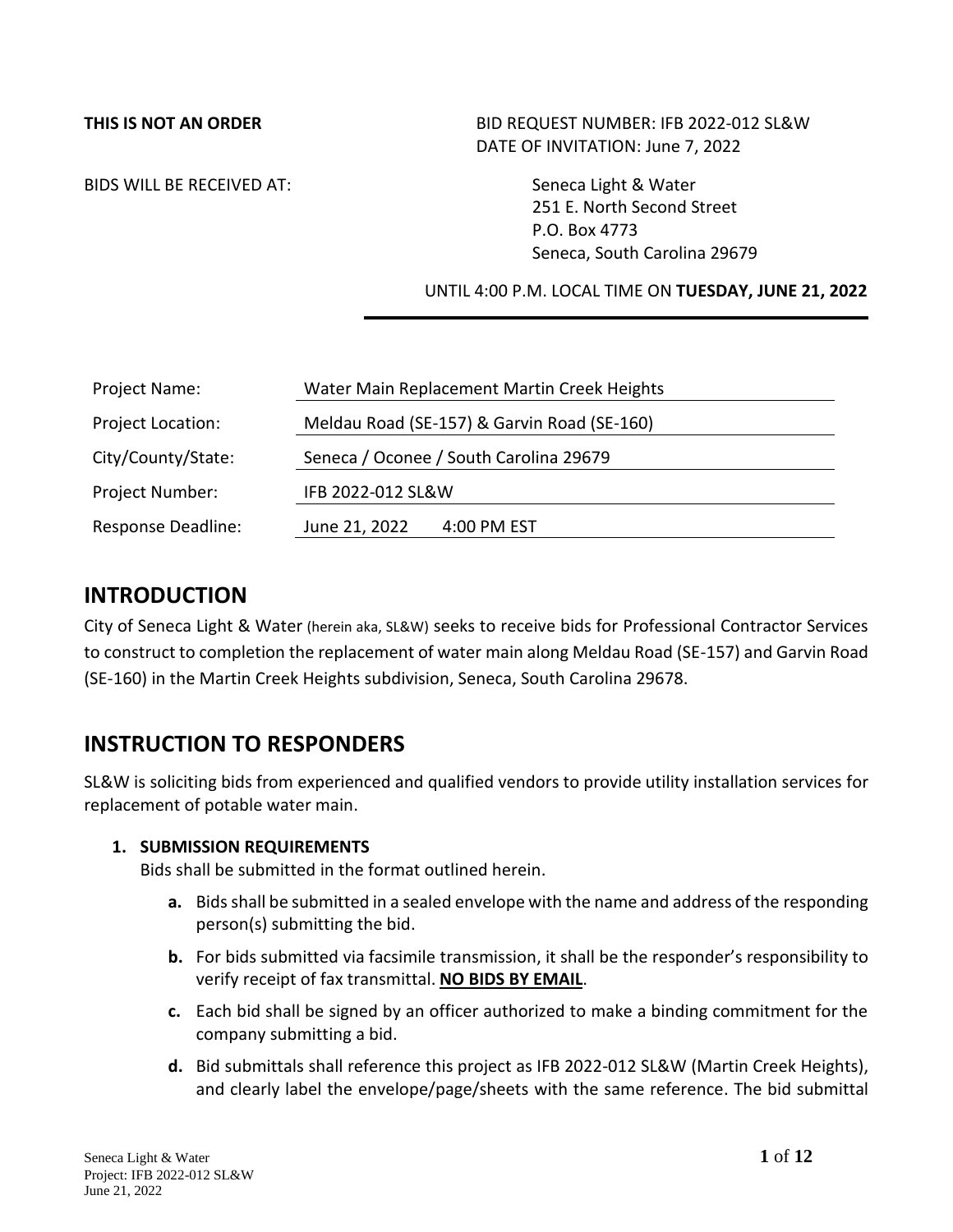**THIS IS NOT AN ORDER**

BID REQUEST NUMBER: IFB 2022-012 SL&W
DATE OF INVITATION: June 7, 2022

BIDS WILL BE RECEIVED AT:

Seneca Light & Water
251 E. North Second Street
P.O. Box 4773
Seneca, South Carolina 29679

UNTIL 4:00 P.M. LOCAL TIME ON **TUESDAY, JUNE 21, 2022**

| | |
|---|---|
| Project Name: | Water Main Replacement Martin Creek Heights |
| Project Location: | Meldau Road (SE-157) & Garvin Road (SE-160) |
| City/County/State: | Seneca / Oconee / South Carolina 29679 |
| Project Number: | IFB 2022-012 SL&W |
| Response Deadline: | June 21, 2022 4:00 PM EST |

## INTRODUCTION

City of Seneca Light & Water (herein aka, SL&W) seeks to receive bids for Professional Contractor Services to construct to completion the replacement of water main along Meldau Road (SE-157) and Garvin Road (SE-160) in the Martin Creek Heights subdivision, Seneca, South Carolina 29678.

## INSTRUCTION TO RESPONDERS

SL&W is soliciting bids from experienced and qualified vendors to provide utility installation services for replacement of potable water main.

1. **SUBMISSION REQUIREMENTS**
   Bids shall be submitted in the format outlined herein.
   - **a.** Bids shall be submitted in a sealed envelope with the name and address of the responding person(s) submitting the bid.
   - **b.** For bids submitted via facsimile transmission, it shall be the responder's responsibility to verify receipt of fax transmittal. **NO BIDS BY EMAIL**.
   - **c.** Each bid shall be signed by an officer authorized to make a binding commitment for the company submitting a bid.
   - **d.** Bid submittals shall reference this project as IFB 2022-012 SL&W (Martin Creek Heights), and clearly label the envelope/page/sheets with the same reference. The bid submittal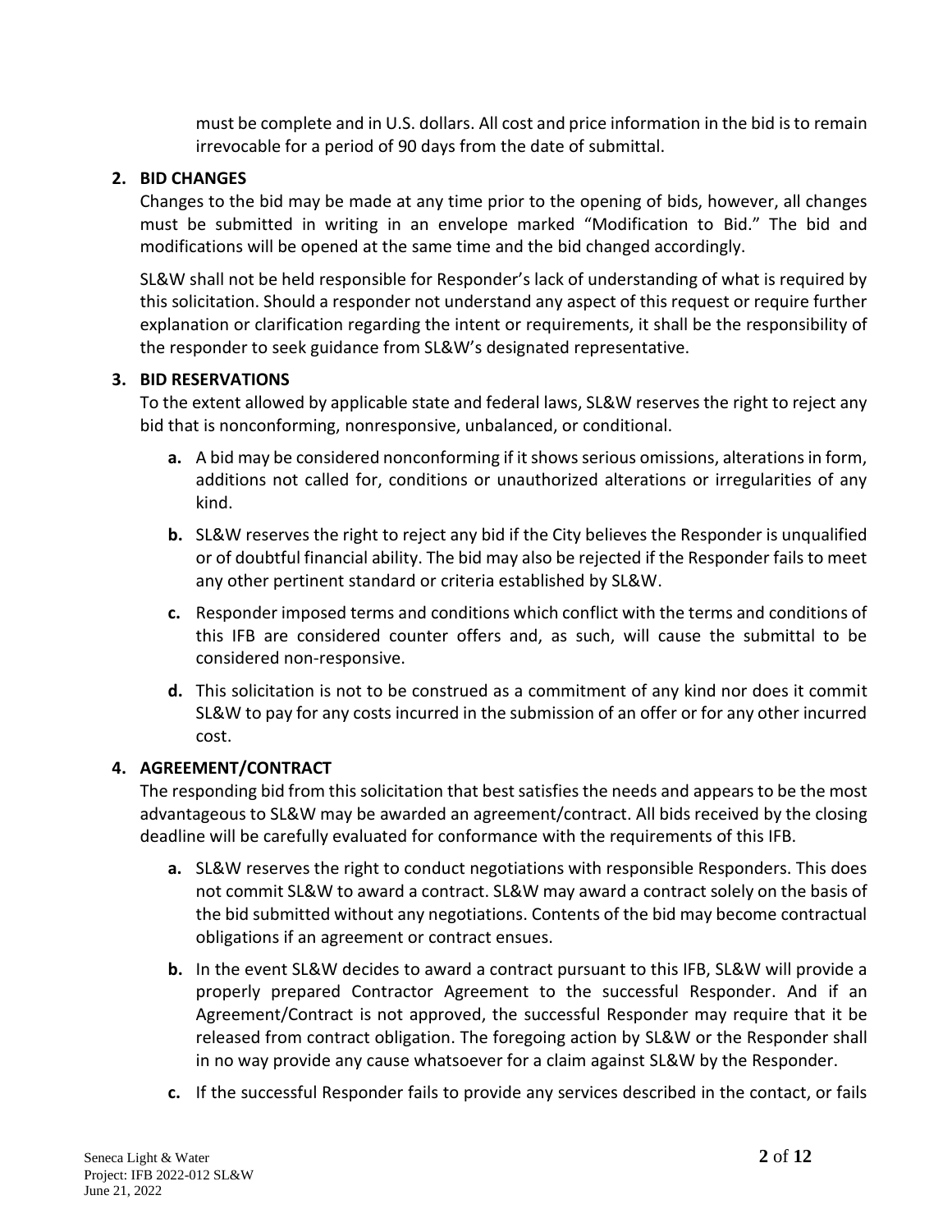must be complete and in U.S. dollars. All cost and price information in the bid is to remain irrevocable for a period of 90 days from the date of submittal.

**2. BID CHANGES**

Changes to the bid may be made at any time prior to the opening of bids, however, all changes must be submitted in writing in an envelope marked "Modification to Bid." The bid and modifications will be opened at the same time and the bid changed accordingly.

SL&W shall not be held responsible for Responder's lack of understanding of what is required by this solicitation. Should a responder not understand any aspect of this request or require further explanation or clarification regarding the intent or requirements, it shall be the responsibility of the responder to seek guidance from SL&W's designated representative.

**3. BID RESERVATIONS**

To the extent allowed by applicable state and federal laws, SL&W reserves the right to reject any bid that is nonconforming, nonresponsive, unbalanced, or conditional.

- **a.** A bid may be considered nonconforming if it shows serious omissions, alterations in form, additions not called for, conditions or unauthorized alterations or irregularities of any kind.
- **b.** SL&W reserves the right to reject any bid if the City believes the Responder is unqualified or of doubtful financial ability. The bid may also be rejected if the Responder fails to meet any other pertinent standard or criteria established by SL&W.
- **c.** Responder imposed terms and conditions which conflict with the terms and conditions of this IFB are considered counter offers and, as such, will cause the submittal to be considered non-responsive.
- **d.** This solicitation is not to be construed as a commitment of any kind nor does it commit SL&W to pay for any costs incurred in the submission of an offer or for any other incurred cost.

**4. AGREEMENT/CONTRACT**

The responding bid from this solicitation that best satisfies the needs and appears to be the most advantageous to SL&W may be awarded an agreement/contract. All bids received by the closing deadline will be carefully evaluated for conformance with the requirements of this IFB.

- **a.** SL&W reserves the right to conduct negotiations with responsible Responders. This does not commit SL&W to award a contract. SL&W may award a contract solely on the basis of the bid submitted without any negotiations. Contents of the bid may become contractual obligations if an agreement or contract ensues.
- **b.** In the event SL&W decides to award a contract pursuant to this IFB, SL&W will provide a properly prepared Contractor Agreement to the successful Responder. And if an Agreement/Contract is not approved, the successful Responder may require that it be released from contract obligation. The foregoing action by SL&W or the Responder shall in no way provide any cause whatsoever for a claim against SL&W by the Responder.
- **c.** If the successful Responder fails to provide any services described in the contact, or fails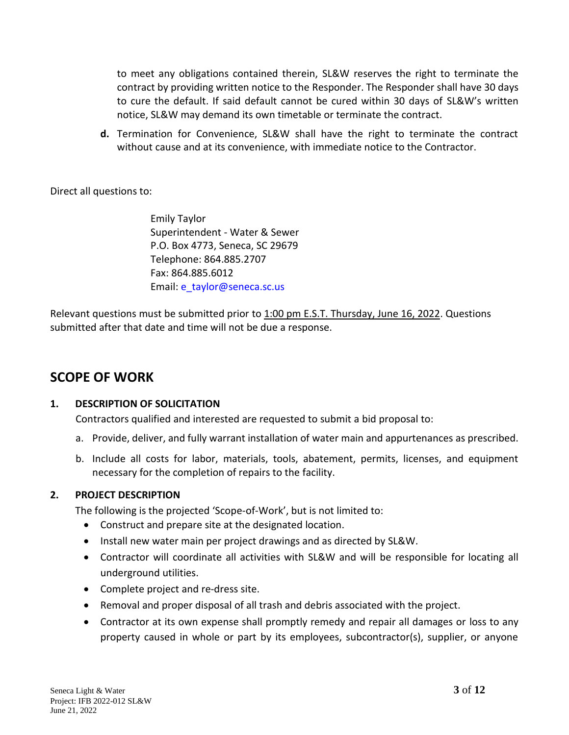to meet any obligations contained therein, SL&W reserves the right to terminate the contract by providing written notice to the Responder. The Responder shall have 30 days to cure the default. If said default cannot be cured within 30 days of SL&W's written notice, SL&W may demand its own timetable or terminate the contract.

**d.** Termination for Convenience, SL&W shall have the right to terminate the contract without cause and at its convenience, with immediate notice to the Contractor.

Direct all questions to:

Emily Taylor
Superintendent - Water & Sewer
P.O. Box 4773, Seneca, SC 29679
Telephone: 864.885.2707
Fax: 864.885.6012
Email: e_taylor@seneca.sc.us

Relevant questions must be submitted prior to 1:00 pm E.S.T. Thursday, June 16, 2022. Questions submitted after that date and time will not be due a response.

## SCOPE OF WORK

### 1. DESCRIPTION OF SOLICITATION

Contractors qualified and interested are requested to submit a bid proposal to:

a. Provide, deliver, and fully warrant installation of water main and appurtenances as prescribed.

b. Include all costs for labor, materials, tools, abatement, permits, licenses, and equipment necessary for the completion of repairs to the facility.

### 2. PROJECT DESCRIPTION

The following is the projected 'Scope-of-Work', but is not limited to:

- Construct and prepare site at the designated location.
- Install new water main per project drawings and as directed by SL&W.
- Contractor will coordinate all activities with SL&W and will be responsible for locating all underground utilities.
- Complete project and re-dress site.
- Removal and proper disposal of all trash and debris associated with the project.
- Contractor at its own expense shall promptly remedy and repair all damages or loss to any property caused in whole or part by its employees, subcontractor(s), supplier, or anyone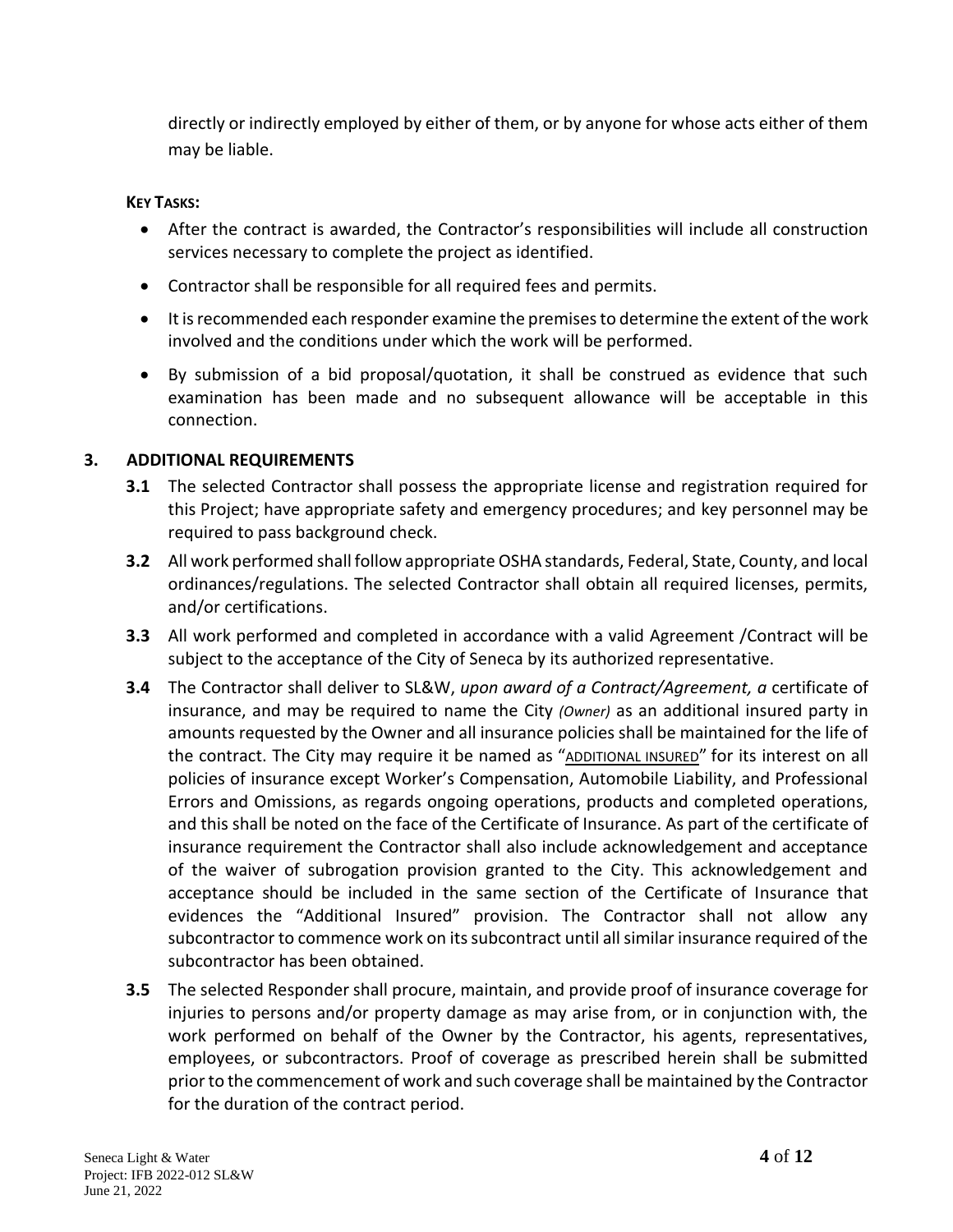directly or indirectly employed by either of them, or by anyone for whose acts either of them may be liable.

**KEY TASKS:**

- After the contract is awarded, the Contractor's responsibilities will include all construction services necessary to complete the project as identified.
- Contractor shall be responsible for all required fees and permits.
- It is recommended each responder examine the premises to determine the extent of the work involved and the conditions under which the work will be performed.
- By submission of a bid proposal/quotation, it shall be construed as evidence that such examination has been made and no subsequent allowance will be acceptable in this connection.

## 3. ADDITIONAL REQUIREMENTS

**3.1** The selected Contractor shall possess the appropriate license and registration required for this Project; have appropriate safety and emergency procedures; and key personnel may be required to pass background check.

**3.2** All work performed shall follow appropriate OSHA standards, Federal, State, County, and local ordinances/regulations. The selected Contractor shall obtain all required licenses, permits, and/or certifications.

**3.3** All work performed and completed in accordance with a valid Agreement /Contract will be subject to the acceptance of the City of Seneca by its authorized representative.

**3.4** The Contractor shall deliver to SL&W, *upon award of a Contract/Agreement, a* certificate of insurance, and may be required to name the City *(Owner)* as an additional insured party in amounts requested by the Owner and all insurance policies shall be maintained for the life of the contract. The City may require it be named as "ADDITIONAL INSURED" for its interest on all policies of insurance except Worker's Compensation, Automobile Liability, and Professional Errors and Omissions, as regards ongoing operations, products and completed operations, and this shall be noted on the face of the Certificate of Insurance. As part of the certificate of insurance requirement the Contractor shall also include acknowledgement and acceptance of the waiver of subrogation provision granted to the City. This acknowledgement and acceptance should be included in the same section of the Certificate of Insurance that evidences the "Additional Insured" provision. The Contractor shall not allow any subcontractor to commence work on its subcontract until all similar insurance required of the subcontractor has been obtained.

**3.5** The selected Responder shall procure, maintain, and provide proof of insurance coverage for injuries to persons and/or property damage as may arise from, or in conjunction with, the work performed on behalf of the Owner by the Contractor, his agents, representatives, employees, or subcontractors. Proof of coverage as prescribed herein shall be submitted prior to the commencement of work and such coverage shall be maintained by the Contractor for the duration of the contract period.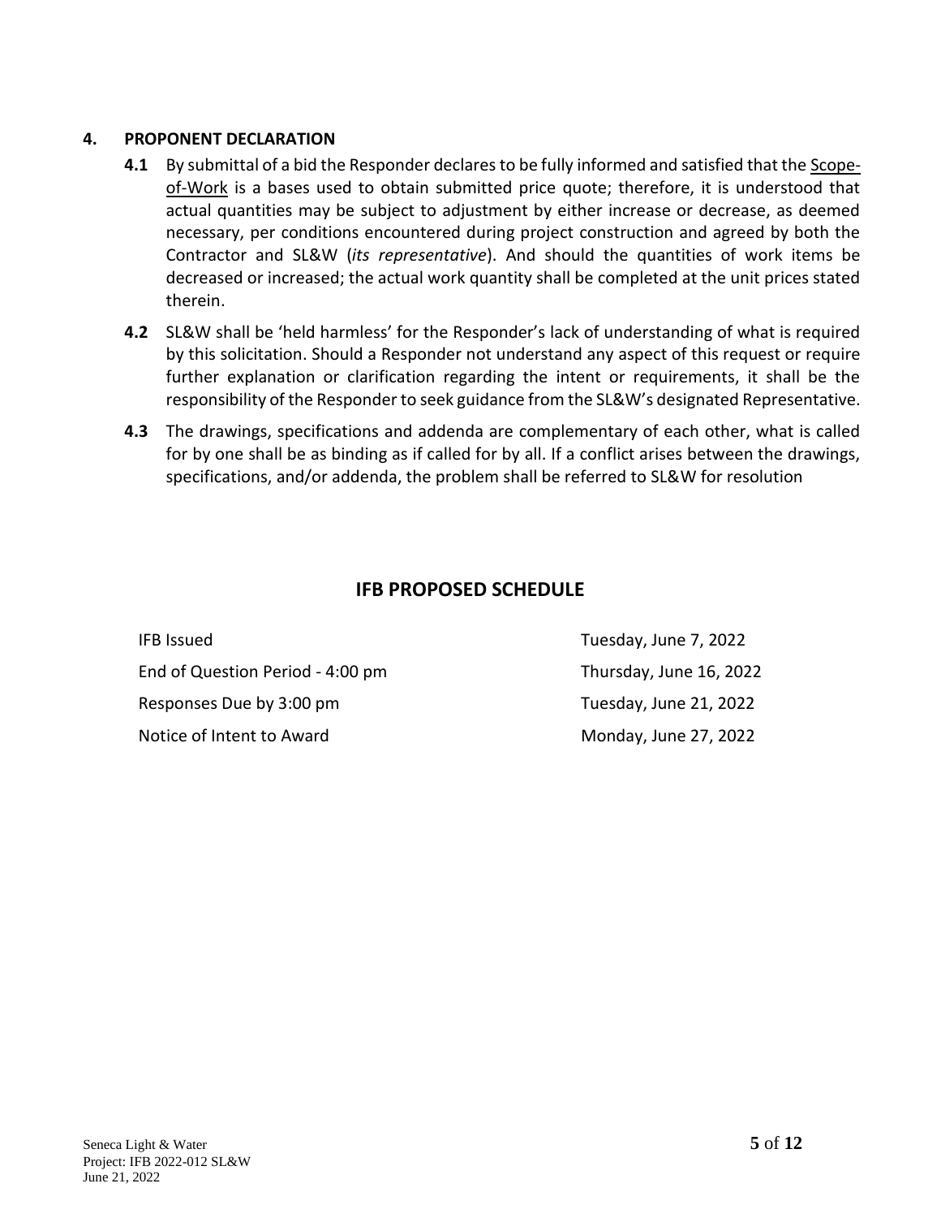## 4. PROPONENT DECLARATION

**4.1** By submittal of a bid the Responder declares to be fully informed and satisfied that the Scope-of-Work is a bases used to obtain submitted price quote; therefore, it is understood that actual quantities may be subject to adjustment by either increase or decrease, as deemed necessary, per conditions encountered during project construction and agreed by both the Contractor and SL&W (*its representative*). And should the quantities of work items be decreased or increased; the actual work quantity shall be completed at the unit prices stated therein.

**4.2** SL&W shall be 'held harmless' for the Responder's lack of understanding of what is required by this solicitation. Should a Responder not understand any aspect of this request or require further explanation or clarification regarding the intent or requirements, it shall be the responsibility of the Responder to seek guidance from the SL&W's designated Representative.

**4.3** The drawings, specifications and addenda are complementary of each other, what is called for by one shall be as binding as if called for by all. If a conflict arises between the drawings, specifications, and/or addenda, the problem shall be referred to SL&W for resolution

## IFB PROPOSED SCHEDULE

| | |
|---|---|
| IFB Issued | Tuesday, June 7, 2022 |
| End of Question Period - 4:00 pm | Thursday, June 16, 2022 |
| Responses Due by 3:00 pm | Tuesday, June 21, 2022 |
| Notice of Intent to Award | Monday, June 27, 2022 |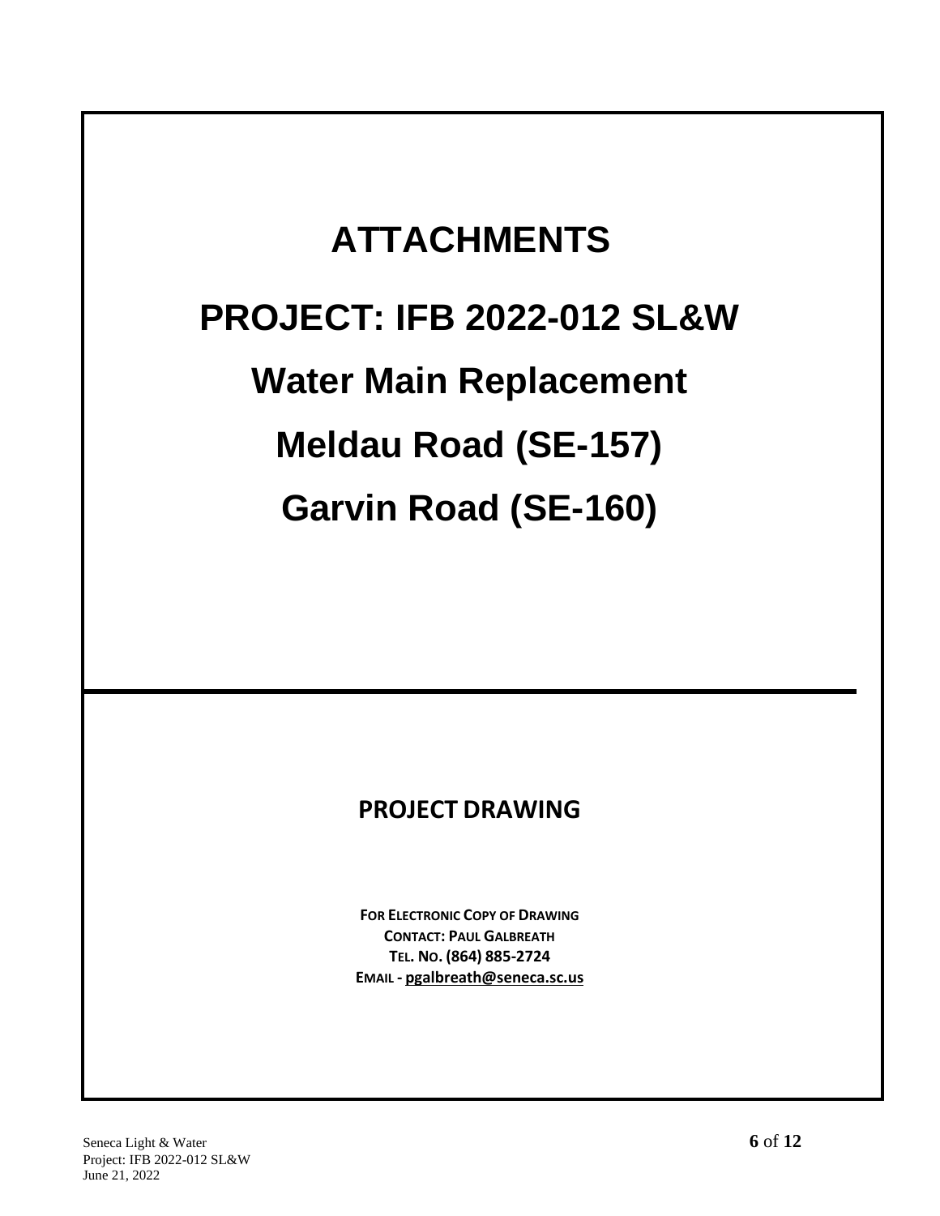# ATTACHMENTS

# PROJECT: IFB 2022-012 SL&W

# Water Main Replacement

# Meldau Road (SE-157)

# Garvin Road (SE-160)

## PROJECT DRAWING

**FOR ELECTRONIC COPY OF DRAWING**
**CONTACT: PAUL GALBREATH**
**TEL. NO. (864) 885-2724**
**EMAIL - pgalbreath@seneca.sc.us**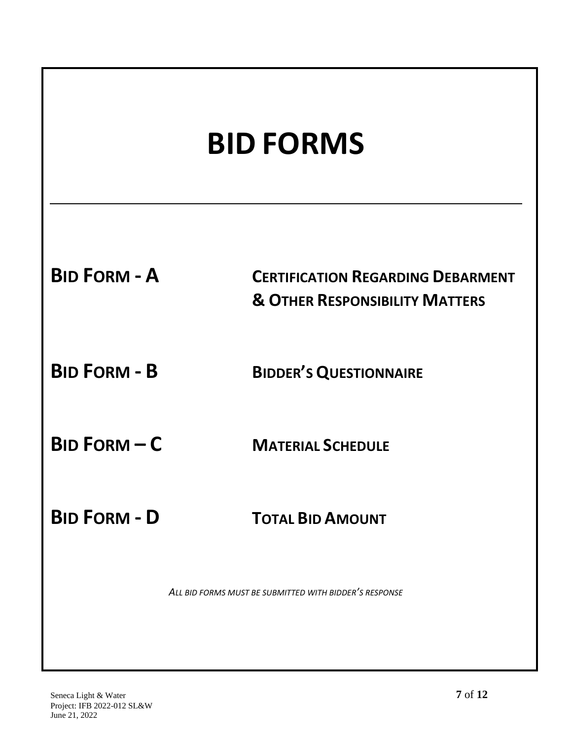# BID FORMS

---

**BID FORM - A** **CERTIFICATION REGARDING DEBARMENT & OTHER RESPONSIBILITY MATTERS**

**BID FORM - B** **BIDDER'S QUESTIONNAIRE**

**BID FORM – C** **MATERIAL SCHEDULE**

**BID FORM - D** **TOTAL BID AMOUNT**

*ALL BID FORMS MUST BE SUBMITTED WITH BIDDER'S RESPONSE*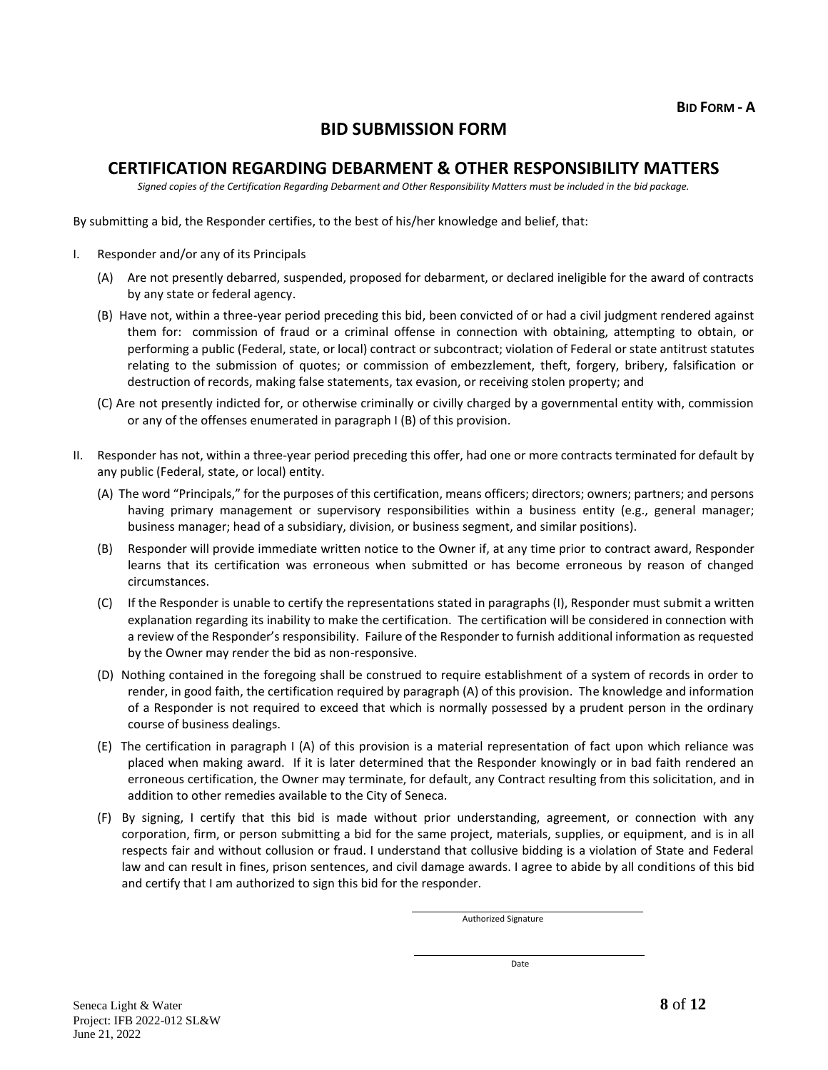**BID FORM - A**

# BID SUBMISSION FORM

## CERTIFICATION REGARDING DEBARMENT & OTHER RESPONSIBILITY MATTERS

*Signed copies of the Certification Regarding Debarment and Other Responsibility Matters must be included in the bid package.*

By submitting a bid, the Responder certifies, to the best of his/her knowledge and belief, that:

I. Responder and/or any of its Principals

(A) Are not presently debarred, suspended, proposed for debarment, or declared ineligible for the award of contracts by any state or federal agency.

(B) Have not, within a three-year period preceding this bid, been convicted of or had a civil judgment rendered against them for: commission of fraud or a criminal offense in connection with obtaining, attempting to obtain, or performing a public (Federal, state, or local) contract or subcontract; violation of Federal or state antitrust statutes relating to the submission of quotes; or commission of embezzlement, theft, forgery, bribery, falsification or destruction of records, making false statements, tax evasion, or receiving stolen property; and

(C) Are not presently indicted for, or otherwise criminally or civilly charged by a governmental entity with, commission or any of the offenses enumerated in paragraph I (B) of this provision.

II. Responder has not, within a three-year period preceding this offer, had one or more contracts terminated for default by any public (Federal, state, or local) entity.

(A) The word "Principals," for the purposes of this certification, means officers; directors; owners; partners; and persons having primary management or supervisory responsibilities within a business entity (e.g., general manager; business manager; head of a subsidiary, division, or business segment, and similar positions).

(B) Responder will provide immediate written notice to the Owner if, at any time prior to contract award, Responder learns that its certification was erroneous when submitted or has become erroneous by reason of changed circumstances.

(C) If the Responder is unable to certify the representations stated in paragraphs (I), Responder must submit a written explanation regarding its inability to make the certification. The certification will be considered in connection with a review of the Responder's responsibility. Failure of the Responder to furnish additional information as requested by the Owner may render the bid as non-responsive.

(D) Nothing contained in the foregoing shall be construed to require establishment of a system of records in order to render, in good faith, the certification required by paragraph (A) of this provision. The knowledge and information of a Responder is not required to exceed that which is normally possessed by a prudent person in the ordinary course of business dealings.

(E) The certification in paragraph I (A) of this provision is a material representation of fact upon which reliance was placed when making award. If it is later determined that the Responder knowingly or in bad faith rendered an erroneous certification, the Owner may terminate, for default, any Contract resulting from this solicitation, and in addition to other remedies available to the City of Seneca.

(F) By signing, I certify that this bid is made without prior understanding, agreement, or connection with any corporation, firm, or person submitting a bid for the same project, materials, supplies, or equipment, and is in all respects fair and without collusion or fraud. I understand that collusive bidding is a violation of State and Federal law and can result in fines, prison sentences, and civil damage awards. I agree to abide by all conditions of this bid and certify that I am authorized to sign this bid for the responder.

\_\_\_\_\_\_\_\_\_\_\_\_\_\_\_\_\_\_\_\_\_\_\_\_\_\_\_\_\_\_
Authorized Signature

\_\_\_\_\_\_\_\_\_\_\_\_\_\_\_\_\_\_\_\_\_\_\_\_\_\_\_\_\_\_
Date

Seneca Light & Water
Project: IFB 2022-012 SL&W
June 21, 2022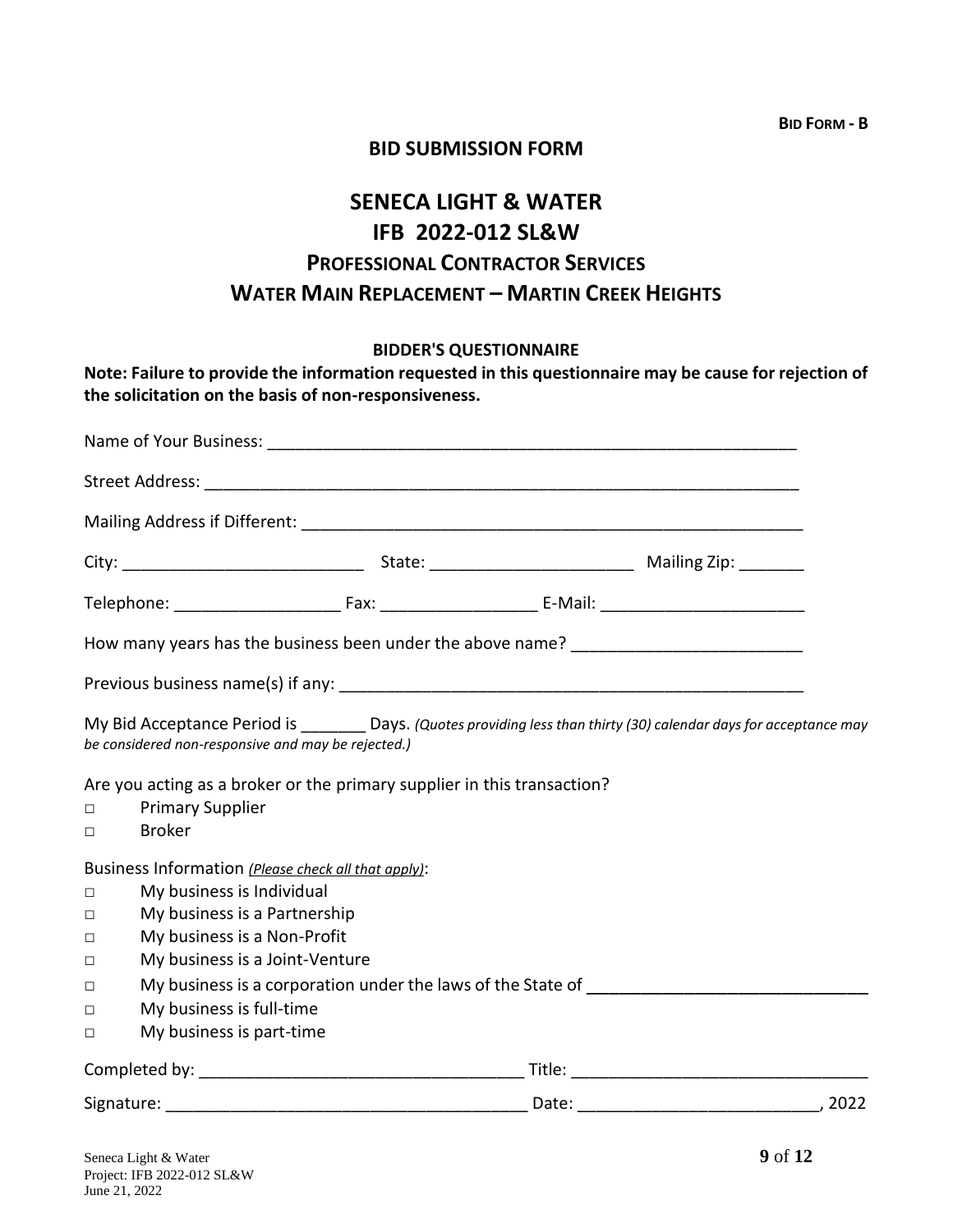**BID FORM - B**

## BID SUBMISSION FORM

# SENECA LIGHT & WATER
# IFB 2022-012 SL&W
## PROFESSIONAL CONTRACTOR SERVICES
## WATER MAIN REPLACEMENT – MARTIN CREEK HEIGHTS

### BIDDER'S QUESTIONNAIRE

**Note: Failure to provide the information requested in this questionnaire may be cause for rejection of the solicitation on the basis of non-responsiveness.**

Name of Your Business: ___________________________________________________________

Street Address: _________________________________________________________________

Mailing Address if Different: ______________________________________________________

City: __________________________ State: ______________________ Mailing Zip: _______

Telephone: __________________ Fax: _________________ E-Mail: ______________________

How many years has the business been under the above name? _________________________

Previous business name(s) if any: ___________________________________________________

My Bid Acceptance Period is _______ Days. *(Quotes providing less than thirty (30) calendar days for acceptance may be considered non-responsive and may be rejected.)*

Are you acting as a broker or the primary supplier in this transaction?

□ Primary Supplier
□ Broker

Business Information *(Please check all that apply)*:

□ My business is Individual
□ My business is a Partnership
□ My business is a Non-Profit
□ My business is a Joint-Venture
□ My business is a corporation under the laws of the State of ______________________________
□ My business is full-time
□ My business is part-time

Completed by: ___________________________________ Title: ________________________________

Signature: ______________________________________ Date: __________________________, 2022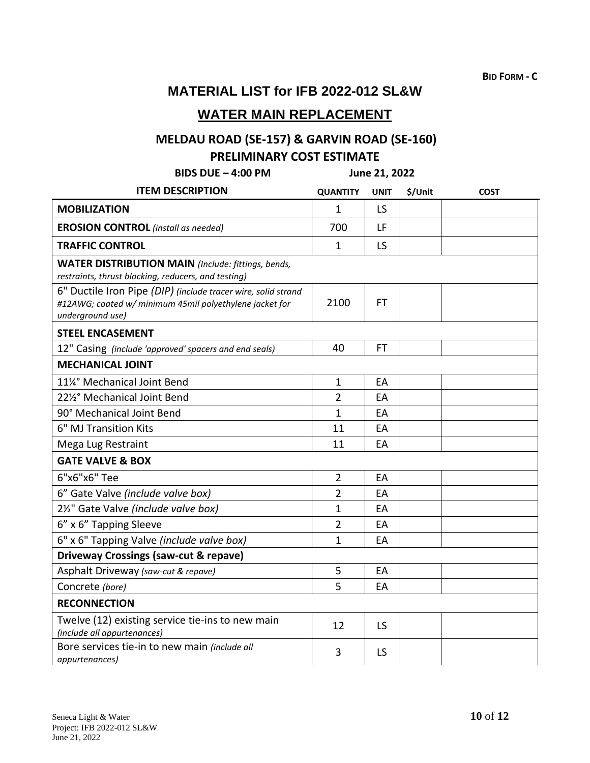**BID FORM - C**

# MATERIAL LIST for IFB 2022-012 SL&W

## WATER MAIN REPLACEMENT

### MELDAU ROAD (SE-157) & GARVIN ROAD (SE-160)

### PRELIMINARY COST ESTIMATE

**BIDS DUE – 4:00 PM** **June 21, 2022**

| ITEM DESCRIPTION | QUANTITY | UNIT | $/Unit | COST |
|---|---|---|---|---|
| **MOBILIZATION** | 1 | LS | | |
| **EROSION CONTROL** *(install as needed)* | 700 | LF | | |
| **TRAFFIC CONTROL** | 1 | LS | | |
| **WATER DISTRIBUTION MAIN** *(Include: fittings, bends, restraints, thrust blocking, reducers, and testing)* | | | | |
| 6" Ductile Iron Pipe *(DIP) (include tracer wire, solid strand #12AWG; coated w/ minimum 45mil polyethylene jacket for underground use)* | 2100 | FT | | |
| **STEEL ENCASEMENT** | | | | |
| 12" Casing *(include 'approved' spacers and end seals)* | 40 | FT | | |
| **MECHANICAL JOINT** | | | | |
| 11¼° Mechanical Joint Bend | 1 | EA | | |
| 22½° Mechanical Joint Bend | 2 | EA | | |
| 90° Mechanical Joint Bend | 1 | EA | | |
| 6" MJ Transition Kits | 11 | EA | | |
| Mega Lug Restraint | 11 | EA | | |
| **GATE VALVE & BOX** | | | | |
| 6"x6"x6" Tee | 2 | EA | | |
| 6" Gate Valve *(include valve box)* | 2 | EA | | |
| 2½" Gate Valve *(include valve box)* | 1 | EA | | |
| 6" x 6" Tapping Sleeve | 2 | EA | | |
| 6" x 6" Tapping Valve *(include valve box)* | 1 | EA | | |
| **Driveway Crossings (saw-cut & repave)** | | | | |
| Asphalt Driveway *(saw-cut & repave)* | 5 | EA | | |
| Concrete *(bore)* | 5 | EA | | |
| **RECONNECTION** | | | | |
| Twelve (12) existing service tie-ins to new main *(include all appurtenances)* | 12 | LS | | |
| Bore services tie-in to new main *(include all appurtenances)* | 3 | LS | | |

Seneca Light & Water
Project: IFB 2022-012 SL&W
June 21, 2022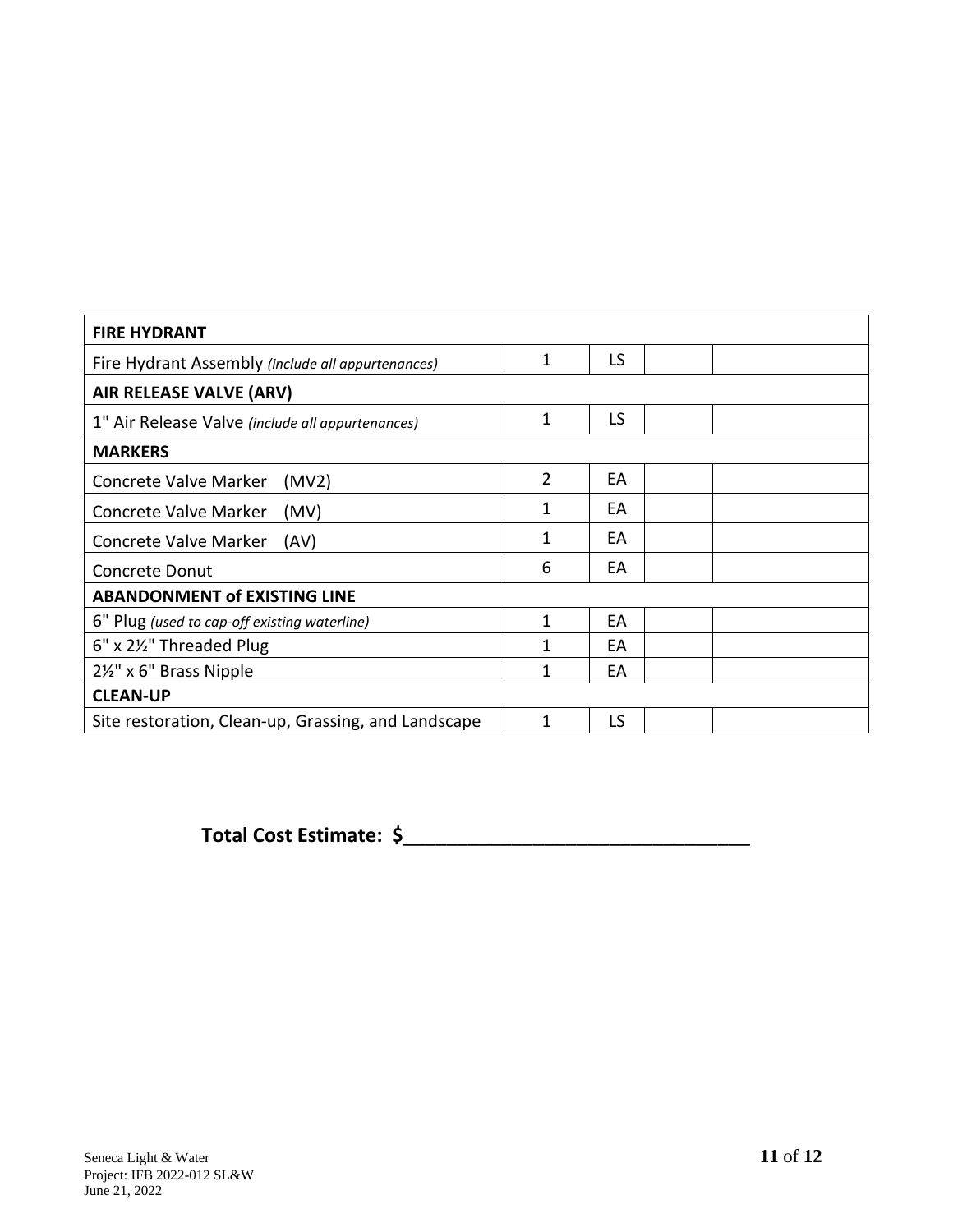| | | | | |
|---|---|---|---|---|
| **FIRE HYDRANT** | | | | |
| Fire Hydrant Assembly *(include all appurtenances)* | 1 | LS | | |
| **AIR RELEASE VALVE (ARV)** | | | | |
| 1" Air Release Valve *(include all appurtenances)* | 1 | LS | | |
| **MARKERS** | | | | |
| Concrete Valve Marker (MV2) | 2 | EA | | |
| Concrete Valve Marker (MV) | 1 | EA | | |
| Concrete Valve Marker (AV) | 1 | EA | | |
| Concrete Donut | 6 | EA | | |
| **ABANDONMENT of EXISTING LINE** | | | | |
| 6" Plug *(used to cap-off existing waterline)* | 1 | EA | | |
| 6" x 2½" Threaded Plug | 1 | EA | | |
| 2½" x 6" Brass Nipple | 1 | EA | | |
| **CLEAN-UP** | | | | |
| Site restoration, Clean-up, Grassing, and Landscape | 1 | LS | | |

**Total Cost Estimate: $_______________________________**

Seneca Light & Water
Project: IFB 2022-012 SL&W
June 21, 2022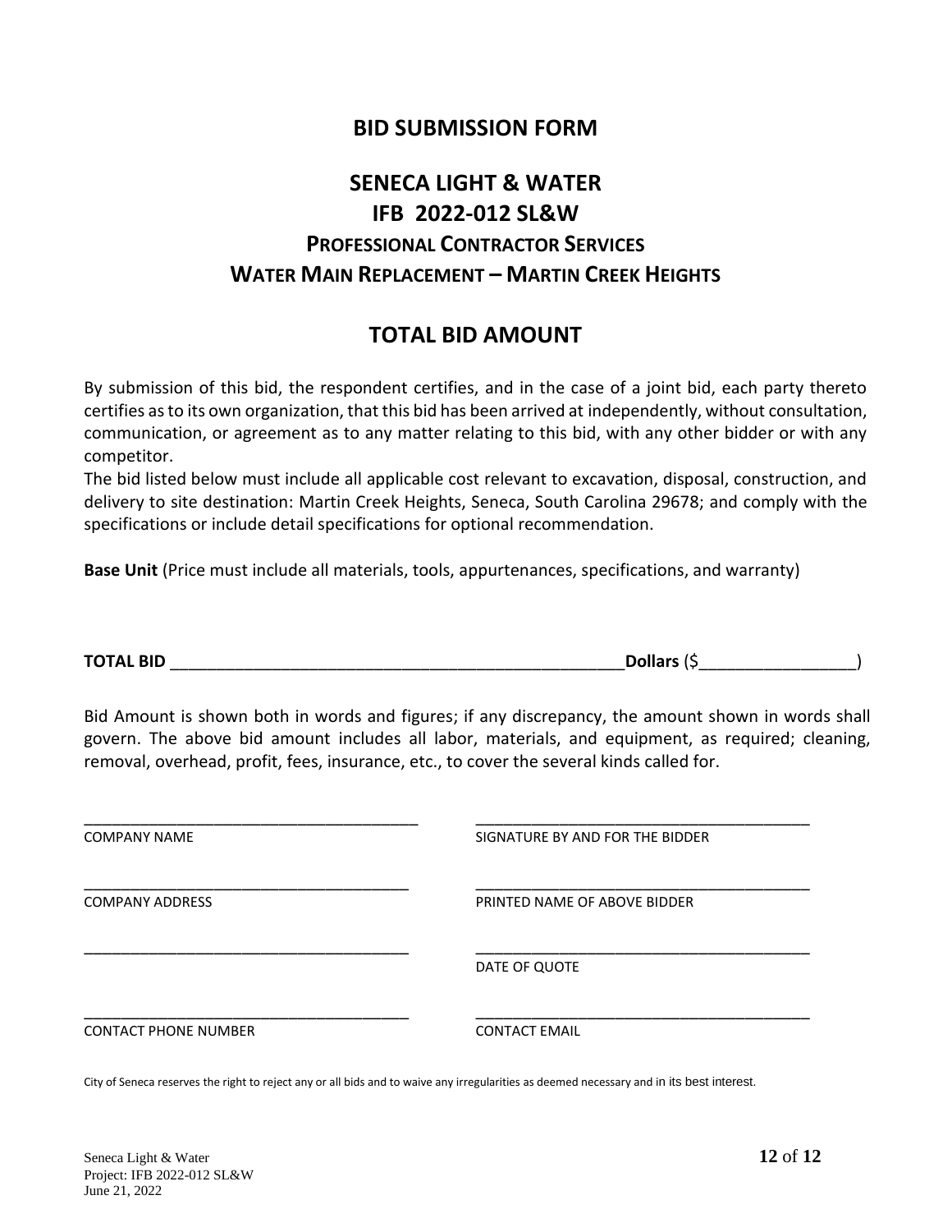# BID SUBMISSION FORM

## SENECA LIGHT & WATER
## IFB 2022-012 SL&W
## PROFESSIONAL CONTRACTOR SERVICES
## WATER MAIN REPLACEMENT – MARTIN CREEK HEIGHTS

## TOTAL BID AMOUNT

By submission of this bid, the respondent certifies, and in the case of a joint bid, each party thereto certifies as to its own organization, that this bid has been arrived at independently, without consultation, communication, or agreement as to any matter relating to this bid, with any other bidder or with any competitor.

The bid listed below must include all applicable cost relevant to excavation, disposal, construction, and delivery to site destination: Martin Creek Heights, Seneca, South Carolina 29678; and comply with the specifications or include detail specifications for optional recommendation.

**Base Unit** (Price must include all materials, tools, appurtenances, specifications, and warranty)

**TOTAL BID** __________________________________________________**Dollars** ($________________)

Bid Amount is shown both in words and figures; if any discrepancy, the amount shown in words shall govern. The above bid amount includes all labor, materials, and equipment, as required; cleaning, removal, overhead, profit, fees, insurance, etc., to cover the several kinds called for.

| | |
|---|---|
| ______________________________________ | ______________________________________ |
| COMPANY NAME | SIGNATURE BY AND FOR THE BIDDER |
| ______________________________________ | ______________________________________ |
| COMPANY ADDRESS | PRINTED NAME OF ABOVE BIDDER |
| ______________________________________ | ______________________________________ |
| | DATE OF QUOTE |
| ______________________________________ | ______________________________________ |
| CONTACT PHONE NUMBER | CONTACT EMAIL |

City of Seneca reserves the right to reject any or all bids and to waive any irregularities as deemed necessary and in its best interest.

Seneca Light & Water
Project: IFB 2022-012 SL&W
June 21, 2022